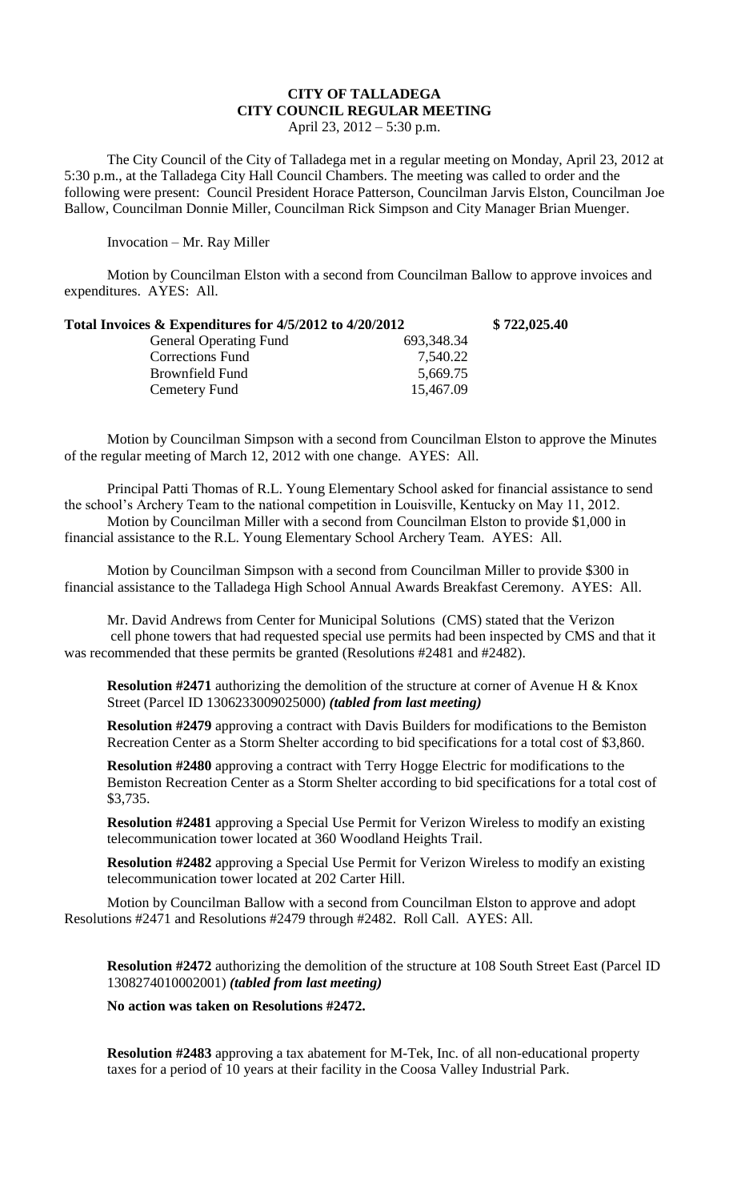# CITY OF TALLADEGA
## CITY COUNCIL REGULAR MEETING
April 23, 2012 – 5:30 p.m.

The City Council of the City of Talladega met in a regular meeting on Monday, April 23, 2012 at 5:30 p.m., at the Talladega City Hall Council Chambers. The meeting was called to order and the following were present: Council President Horace Patterson, Councilman Jarvis Elston, Councilman Joe Ballow, Councilman Donnie Miller, Councilman Rick Simpson and City Manager Brian Muenger.

Invocation – Mr. Ray Miller

Motion by Councilman Elston with a second from Councilman Ballow to approve invoices and expenditures. AYES: All.

| **Total Invoices & Expenditures for 4/5/2012 to 4/20/2012** | | **$ 722,025.40** |
|---|---|---|
| General Operating Fund | 693,348.34 | |
| Corrections Fund | 7,540.22 | |
| Brownfield Fund | 5,669.75 | |
| Cemetery Fund | 15,467.09 | |

Motion by Councilman Simpson with a second from Councilman Elston to approve the Minutes of the regular meeting of March 12, 2012 with one change. AYES: All.

Principal Patti Thomas of R.L. Young Elementary School asked for financial assistance to send the school's Archery Team to the national competition in Louisville, Kentucky on May 11, 2012.

Motion by Councilman Miller with a second from Councilman Elston to provide $1,000 in financial assistance to the R.L. Young Elementary School Archery Team. AYES: All.

Motion by Councilman Simpson with a second from Councilman Miller to provide $300 in financial assistance to the Talladega High School Annual Awards Breakfast Ceremony. AYES: All.

Mr. David Andrews from Center for Municipal Solutions (CMS) stated that the Verizon cell phone towers that had requested special use permits had been inspected by CMS and that it was recommended that these permits be granted (Resolutions #2481 and #2482).

**Resolution #2471** authorizing the demolition of the structure at corner of Avenue H & Knox Street (Parcel ID 1306233009025000) ***(tabled from last meeting)***

**Resolution #2479** approving a contract with Davis Builders for modifications to the Bemiston Recreation Center as a Storm Shelter according to bid specifications for a total cost of $3,860.

**Resolution #2480** approving a contract with Terry Hogge Electric for modifications to the Bemiston Recreation Center as a Storm Shelter according to bid specifications for a total cost of $3,735.

**Resolution #2481** approving a Special Use Permit for Verizon Wireless to modify an existing telecommunication tower located at 360 Woodland Heights Trail.

**Resolution #2482** approving a Special Use Permit for Verizon Wireless to modify an existing telecommunication tower located at 202 Carter Hill.

Motion by Councilman Ballow with a second from Councilman Elston to approve and adopt Resolutions #2471 and Resolutions #2479 through #2482. Roll Call. AYES: All.

**Resolution #2472** authorizing the demolition of the structure at 108 South Street East (Parcel ID 1308274010002001) ***(tabled from last meeting)***

**No action was taken on Resolutions #2472.**

**Resolution #2483** approving a tax abatement for M-Tek, Inc. of all non-educational property taxes for a period of 10 years at their facility in the Coosa Valley Industrial Park.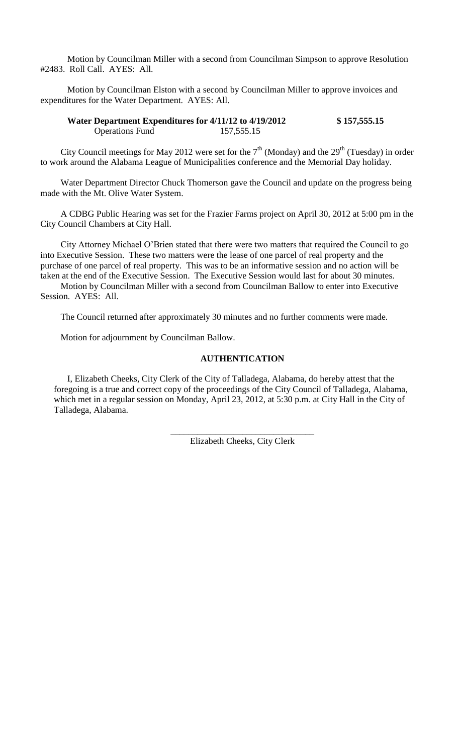Motion by Councilman Miller with a second from Councilman Simpson to approve Resolution #2483. Roll Call. AYES: All.

Motion by Councilman Elston with a second by Councilman Miller to approve invoices and expenditures for the Water Department. AYES: All.

| | | |
|---|---|---|
| **Water Department Expenditures for 4/11/12 to 4/19/2012** | | **$ 157,555.15** |
| Operations Fund | 157,555.15 | |

City Council meetings for May 2012 were set for the 7th (Monday) and the 29th (Tuesday) in order to work around the Alabama League of Municipalities conference and the Memorial Day holiday.

Water Department Director Chuck Thomerson gave the Council and update on the progress being made with the Mt. Olive Water System.

A CDBG Public Hearing was set for the Frazier Farms project on April 30, 2012 at 5:00 pm in the City Council Chambers at City Hall.

City Attorney Michael O'Brien stated that there were two matters that required the Council to go into Executive Session. These two matters were the lease of one parcel of real property and the purchase of one parcel of real property. This was to be an informative session and no action will be taken at the end of the Executive Session. The Executive Session would last for about 30 minutes.

Motion by Councilman Miller with a second from Councilman Ballow to enter into Executive Session. AYES: All.

The Council returned after approximately 30 minutes and no further comments were made.

Motion for adjournment by Councilman Ballow.

## AUTHENTICATION

I, Elizabeth Cheeks, City Clerk of the City of Talladega, Alabama, do hereby attest that the foregoing is a true and correct copy of the proceedings of the City Council of Talladega, Alabama, which met in a regular session on Monday, April 23, 2012, at 5:30 p.m. at City Hall in the City of Talladega, Alabama.

\_\_\_\_\_\_\_\_\_\_\_\_\_\_\_\_\_\_\_\_\_\_\_\_\_\_\_\_\_\_\_\_

Elizabeth Cheeks, City Clerk